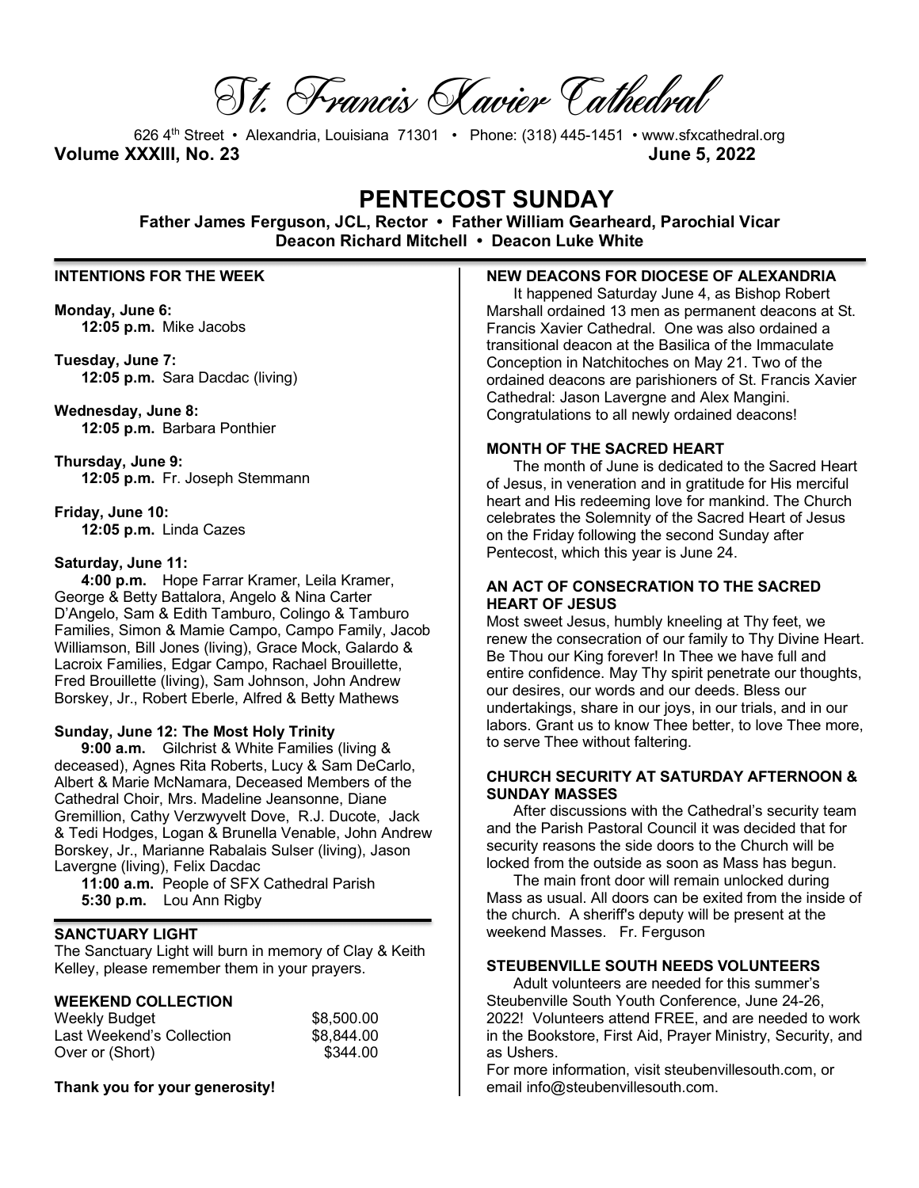# St. Francis Xavier Cathedral

626 4th Street • Alexandria, Louisiana 71301 • Phone: (318) 445-1451 • www.sfxcathedral.org

**Volume XXXIII, No. 23** **June 5, 2022**

## PENTECOST SUNDAY

**Father James Ferguson, JCL, Rector • Father William Gearheard, Parochial Vicar**
**Deacon Richard Mitchell • Deacon Luke White**

### INTENTIONS FOR THE WEEK

**Monday, June 6:**
**12:05 p.m.** Mike Jacobs

**Tuesday, June 7:**
**12:05 p.m.** Sara Dacdac (living)

**Wednesday, June 8:**
**12:05 p.m.** Barbara Ponthier

**Thursday, June 9:**
**12:05 p.m.** Fr. Joseph Stemmann

**Friday, June 10:**
**12:05 p.m.** Linda Cazes

**Saturday, June 11:**
**4:00 p.m.** Hope Farrar Kramer, Leila Kramer, George & Betty Battalora, Angelo & Nina Carter D'Angelo, Sam & Edith Tamburo, Colingo & Tamburo Families, Simon & Mamie Campo, Campo Family, Jacob Williamson, Bill Jones (living), Grace Mock, Galardo & Lacroix Families, Edgar Campo, Rachael Brouillette, Fred Brouillette (living), Sam Johnson, John Andrew Borskey, Jr., Robert Eberle, Alfred & Betty Mathews

**Sunday, June 12: The Most Holy Trinity**
**9:00 a.m.** Gilchrist & White Families (living & deceased), Agnes Rita Roberts, Lucy & Sam DeCarlo, Albert & Marie McNamara, Deceased Members of the Cathedral Choir, Mrs. Madeline Jeansonne, Diane Gremillion, Cathy Verzwyvelt Dove, R.J. Ducote, Jack & Tedi Hodges, Logan & Brunella Venable, John Andrew Borskey, Jr., Marianne Rabalais Sulser (living), Jason Lavergne (living), Felix Dacdac
**11:00 a.m.** People of SFX Cathedral Parish
**5:30 p.m.** Lou Ann Rigby

### SANCTUARY LIGHT

The Sanctuary Light will burn in memory of Clay & Keith Kelley, please remember them in your prayers.

### WEEKEND COLLECTION

| | |
|---|---|
| Weekly Budget | $8,500.00 |
| Last Weekend's Collection | $8,844.00 |
| Over or (Short) | $344.00 |

**Thank you for your generosity!**

### NEW DEACONS FOR DIOCESE OF ALEXANDRIA

It happened Saturday June 4, as Bishop Robert Marshall ordained 13 men as permanent deacons at St. Francis Xavier Cathedral. One was also ordained a transitional deacon at the Basilica of the Immaculate Conception in Natchitoches on May 21. Two of the ordained deacons are parishioners of St. Francis Xavier Cathedral: Jason Lavergne and Alex Mangini. Congratulations to all newly ordained deacons!

### MONTH OF THE SACRED HEART

The month of June is dedicated to the Sacred Heart of Jesus, in veneration and in gratitude for His merciful heart and His redeeming love for mankind. The Church celebrates the Solemnity of the Sacred Heart of Jesus on the Friday following the second Sunday after Pentecost, which this year is June 24.

### AN ACT OF CONSECRATION TO THE SACRED HEART OF JESUS

Most sweet Jesus, humbly kneeling at Thy feet, we renew the consecration of our family to Thy Divine Heart. Be Thou our King forever! In Thee we have full and entire confidence. May Thy spirit penetrate our thoughts, our desires, our words and our deeds. Bless our undertakings, share in our joys, in our trials, and in our labors. Grant us to know Thee better, to love Thee more, to serve Thee without faltering.

### CHURCH SECURITY AT SATURDAY AFTERNOON & SUNDAY MASSES

After discussions with the Cathedral's security team and the Parish Pastoral Council it was decided that for security reasons the side doors to the Church will be locked from the outside as soon as Mass has begun.

The main front door will remain unlocked during Mass as usual. All doors can be exited from the inside of the church. A sheriff's deputy will be present at the weekend Masses. Fr. Ferguson

### STEUBENVILLE SOUTH NEEDS VOLUNTEERS

Adult volunteers are needed for this summer's Steubenville South Youth Conference, June 24-26, 2022! Volunteers attend FREE, and are needed to work in the Bookstore, First Aid, Prayer Ministry, Security, and as Ushers.

For more information, visit steubenvillesouth.com, or email info@steubenvillesouth.com.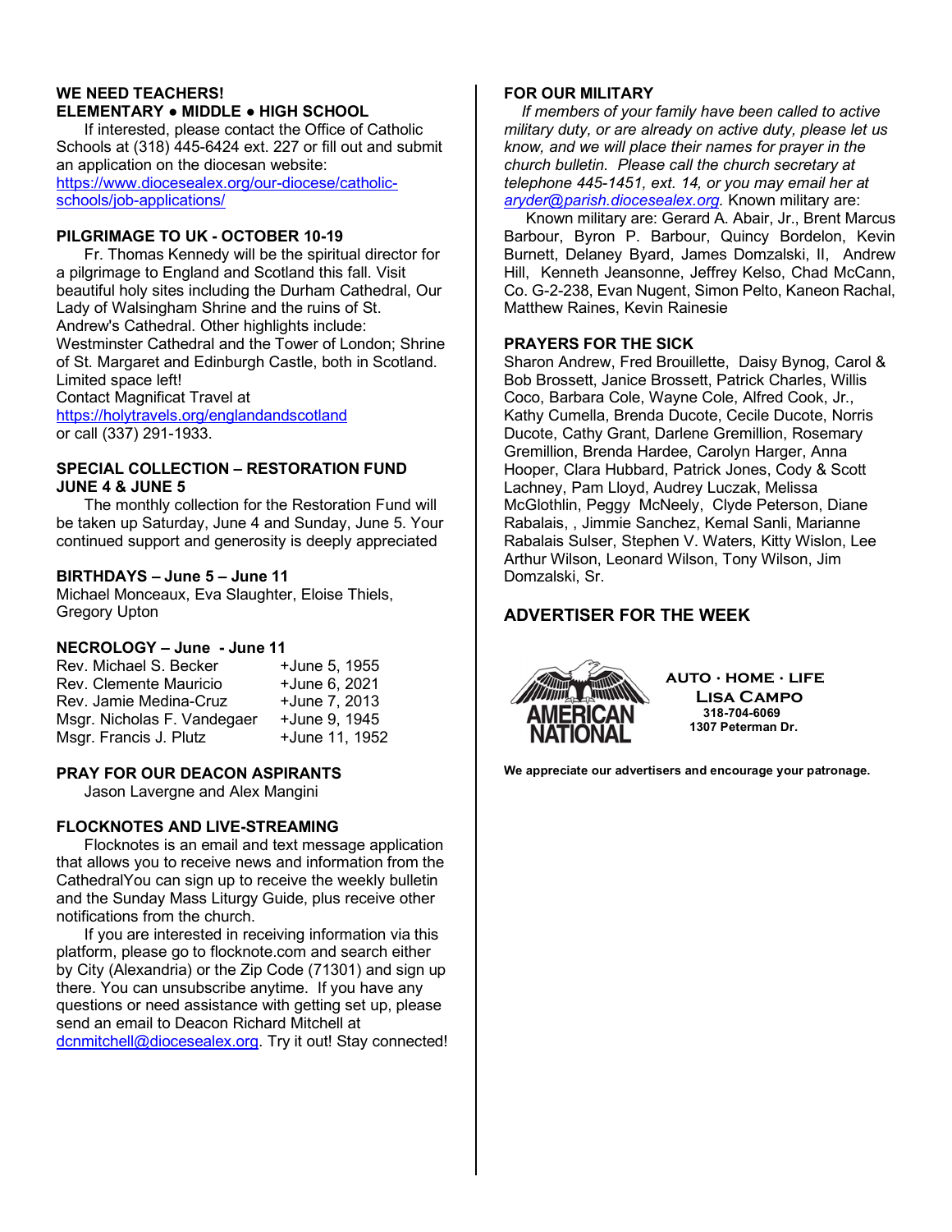## WE NEED TEACHERS!
## ELEMENTARY ● MIDDLE ● HIGH SCHOOL

If interested, please contact the Office of Catholic Schools at (318) 445-6424 ext. 227 or fill out and submit an application on the diocesan website: https://www.diocesealex.org/our-diocese/catholic-schools/job-applications/

## PILGRIMAGE TO UK - OCTOBER 10-19

Fr. Thomas Kennedy will be the spiritual director for a pilgrimage to England and Scotland this fall. Visit beautiful holy sites including the Durham Cathedral, Our Lady of Walsingham Shrine and the ruins of St. Andrew's Cathedral. Other highlights include: Westminster Cathedral and the Tower of London; Shrine of St. Margaret and Edinburgh Castle, both in Scotland. Limited space left!
Contact Magnificat Travel at https://holytravels.org/englandandscotland or call (337) 291-1933.

## SPECIAL COLLECTION – RESTORATION FUND JUNE 4 & JUNE 5

The monthly collection for the Restoration Fund will be taken up Saturday, June 4 and Sunday, June 5. Your continued support and generosity is deeply appreciated

## BIRTHDAYS – June 5 – June 11

Michael Monceaux, Eva Slaughter, Eloise Thiels, Gregory Upton

## NECROLOGY – June - June 11

| | |
|---|---|
| Rev. Michael S. Becker | +June 5, 1955 |
| Rev. Clemente Mauricio | +June 6, 2021 |
| Rev. Jamie Medina-Cruz | +June 7, 2013 |
| Msgr. Nicholas F. Vandegaer | +June 9, 1945 |
| Msgr. Francis J. Plutz | +June 11, 1952 |

## PRAY FOR OUR DEACON ASPIRANTS

Jason Lavergne and Alex Mangini

## FLOCKNOTES AND LIVE-STREAMING

Flocknotes is an email and text message application that allows you to receive news and information from the CathedralYou can sign up to receive the weekly bulletin and the Sunday Mass Liturgy Guide, plus receive other notifications from the church.

If you are interested in receiving information via this platform, please go to flocknote.com and search either by City (Alexandria) or the Zip Code (71301) and sign up there. You can unsubscribe anytime. If you have any questions or need assistance with getting set up, please send an email to Deacon Richard Mitchell at dcnmitchell@diocesealex.org. Try it out! Stay connected!

## FOR OUR MILITARY

*If members of your family have been called to active military duty, or are already on active duty, please let us know, and we will place their names for prayer in the church bulletin. Please call the church secretary at telephone 445-1451, ext. 14, or you may email her at aryder@parish.diocesealex.org.* Known military are:

Known military are: Gerard A. Abair, Jr., Brent Marcus Barbour, Byron P. Barbour, Quincy Bordelon, Kevin Burnett, Delaney Byard, James Domzalski, II, Andrew Hill, Kenneth Jeansonne, Jeffrey Kelso, Chad McCann, Co. G-2-238, Evan Nugent, Simon Pelto, Kaneon Rachal, Matthew Raines, Kevin Rainesie

## PRAYERS FOR THE SICK

Sharon Andrew, Fred Brouillette, Daisy Bynog, Carol & Bob Brossett, Janice Brossett, Patrick Charles, Willis Coco, Barbara Cole, Wayne Cole, Alfred Cook, Jr., Kathy Cumella, Brenda Ducote, Cecile Ducote, Norris Ducote, Cathy Grant, Darlene Gremillion, Rosemary Gremillion, Brenda Hardee, Carolyn Harger, Anna Hooper, Clara Hubbard, Patrick Jones, Cody & Scott Lachney, Pam Lloyd, Audrey Luczak, Melissa McGlothlin, Peggy McNeely, Clyde Peterson, Diane Rabalais, , Jimmie Sanchez, Kemal Sanli, Marianne Rabalais Sulser, Stephen V. Waters, Kitty Wislon, Lee Arthur Wilson, Leonard Wilson, Tony Wilson, Jim Domzalski, Sr.

## ADVERTISER FOR THE WEEK

AMERICAN NATIONAL

**AUTO · HOME · LIFE**
**LISA CAMPO**
**318-704-6069**
**1307 Peterman Dr.**

**We appreciate our advertisers and encourage your patronage.**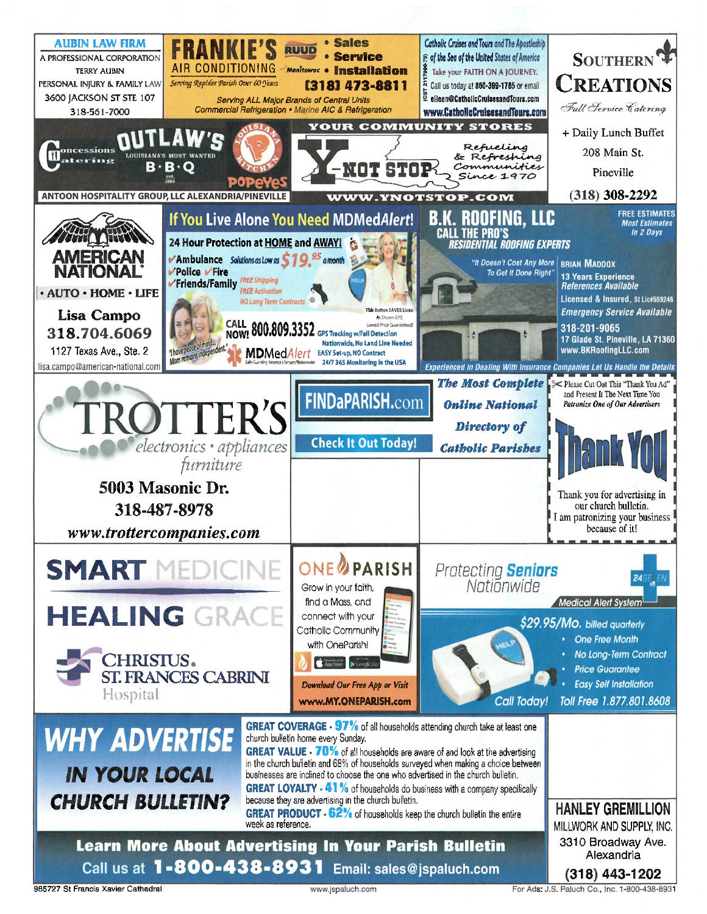**AUBIN LAW FIRM**
A PROFESSIONAL CORPORATION
TERRY AUBIN
PERSONAL INJURY & FAMILY LAW
3600 JACKSON ST STE 107
318-561-7000

**FRANKIE'S** RUUD
AIR CONDITIONING Manitowoc
• Sales • Service • Installation
Serving Rapides Parish Over 60 Years
(318) 473-8811
Serving ALL Major Brands of Central Units
Commercial Refrigeration • Marine A/C & Refrigeration

Catholic Cruises and Tours and The Apostleship of the Sea of the United States of America
(CST 2117990-70)
Take your FAITH ON A JOURNEY.
Call us today at 860-399-1785 or email eileen@CatholicCruisesandTours.com
www.CatholicCruisesandTours.com

**SOUTHERN CREATIONS**
Full Service Catering
+ Daily Lunch Buffet
208 Main St.
Pineville
(318) 308-2292

Concessions Catering
OUTLAW'S
LOUISIANA'S MOST WANTED B·B·Q
Louisiana Kitchen est. 1989 Popeyes
ANTOON HOSPITALITY GROUP, LLC ALEXANDRIA/PINEVILLE

YOUR COMMUNITY STORES
Y-NOT STOP
Refueling & Refreshing Communities Since 1970
WWW.YNOTSTOP.COM

AMERICAN NATIONAL
• AUTO • HOME • LIFE
Lisa Campo
318.704.6069
1127 Texas Ave., Ste. 2
lisa.campo@american-national.com

**If You Live Alone You Need MDMedAlert!**
24 Hour Protection at HOME and AWAY!
✓Ambulance Solutions as Low as $19.95 a month
✓Police ✓Fire
✓Friends/Family
FREE Shipping
FREE Activation
NO Long Term Contracts
This Button SAVES Lives! As Shown GPS
Lowest Price Guaranteed!
"I have peace of mind... Mom remains independent."
CALL NOW! 800.809.3352
GPS Tracking w/Fall Detection
Nationwide, No Land Line Needed
MDMedAlert
EASY Set-up, NO Contract
24/7 365 Monitoring in the USA

**B.K. ROOFING, LLC**
CALL THE PRO'S
RESIDENTIAL ROOFING EXPERTS
FREE ESTIMATES Most Estimates In 2 Days
"It Doesn't Cost Any More To Get It Done Right"
BRIAN MADDOX
13 Years Experience
References Available
Licensed & Insured, St Lic#559246
Emergency Service Available
318-201-9065
17 Glade St. Pineville, LA 71360
www.BKRoofingLLC.com
Experienced in Dealing With Insurance Companies Let Us Handle the Details

**TROTTER'S**
electronics • appliances furniture
5003 Masonic Dr.
318-487-8978
www.trottercompanies.com

FINDaPARISH.com
Check It Out Today!
The Most Complete Online National Directory of Catholic Parishes

Please Cut Out This "Thank You Ad" and Present It The Next Time You Patronize One of Our Advertisers
**Thank You**
Thank you for advertising in our church bulletin. I am patronizing your business because of it!

SMART MEDICINE
HEALING GRACE
CHRISTUS. ST. FRANCES CABRINI Hospital

ONE PARISH
Grow in your faith, find a Mass, and connect with your Catholic Community with OneParish!
Download Our Free App or Visit
www.MY.ONEPARISH.com

Protecting Seniors Nationwide
24SEVEN
Medical Alert System
$29.95/Mo. billed quarterly
• One Free Month
• No Long-Term Contract
• Price Guarantee
• Easy Self Installation
Call Today! Toll Free 1.877.801.8608

**WHY ADVERTISE IN YOUR LOCAL CHURCH BULLETIN?**
GREAT COVERAGE - 97% of all households attending church take at least one church bulletin home every Sunday.
GREAT VALUE - 70% of all households are aware of and look at the advertising in the church bulletin and 68% of households surveyed when making a choice between businesses are inclined to choose the one who advertised in the church bulletin.
GREAT LOYALTY - 41% of households do business with a company specifically because they are advertising in the church bulletin.
GREAT PRODUCT - 62% of households keep the church bulletin the entire week as reference.
Learn More About Advertising In Your Parish Bulletin
Call us at 1-800-438-8931 Email: sales@jspaluch.com

HANLEY GREMILLION
MILLWORK AND SUPPLY, INC.
3310 Broadway Ave.
Alexandria
(318) 443-1202